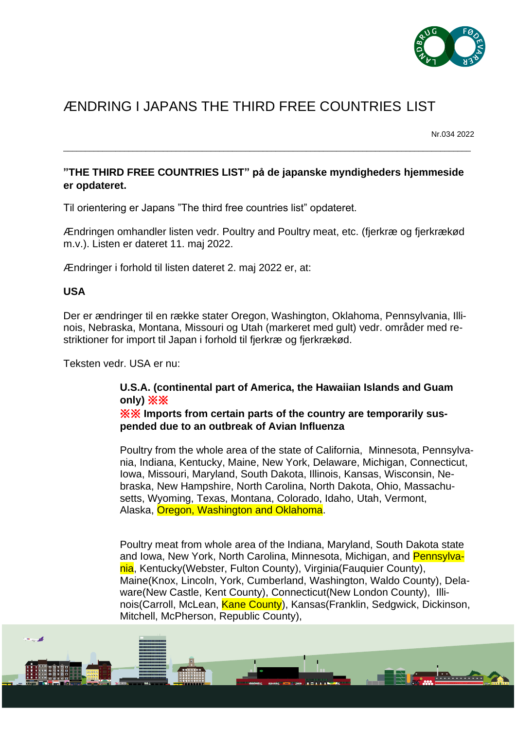# ÆNDRING I JAPANS THE THIRD FREE COUNTRIES LIST

Nr.034 2022

---

**"THE THIRD FREE COUNTRIES LIST" på de japanske myndigheders hjemmeside er opdateret.**

Til orientering er Japans "The third free countries list" opdateret.

Ændringen omhandler listen vedr. Poultry and Poultry meat, etc. (fjerkræ og fjerkrækød m.v.). Listen er dateret 11. maj 2022.

Ændringer i forhold til listen dateret 2. maj 2022 er, at:

**USA**

Der er ændringer til en række stater Oregon, Washington, Oklahoma, Pennsylvania, Illinois, Nebraska, Montana, Missouri og Utah (markeret med gult) vedr. områder med restriktioner for import til Japan i forhold til fjerkræ og fjerkrækød.

Teksten vedr. USA er nu:

> **U.S.A. (continental part of America, the Hawaiian Islands and Guam only) ※※**
> **※※ Imports from certain parts of the country are temporarily suspended due to an outbreak of Avian Influenza**
>
> Poultry from the whole area of the state of California, Minnesota, Pennsylvania, Indiana, Kentucky, Maine, New York, Delaware, Michigan, Connecticut, Iowa, Missouri, Maryland, South Dakota, Illinois, Kansas, Wisconsin, Nebraska, New Hampshire, North Carolina, North Dakota, Ohio, Massachusetts, Wyoming, Texas, Montana, Colorado, Idaho, Utah, Vermont, Alaska, Oregon, Washington and Oklahoma.
>
> Poultry meat from whole area of the Indiana, Maryland, South Dakota state and Iowa, New York, North Carolina, Minnesota, Michigan, and Pennsylvania, Kentucky(Webster, Fulton County), Virginia(Fauquier County), Maine(Knox, Lincoln, York, Cumberland, Washington, Waldo County), Delaware(New Castle, Kent County), Connecticut(New London County), Illinois(Carroll, McLean, Kane County), Kansas(Franklin, Sedgwick, Dickinson, Mitchell, McPherson, Republic County),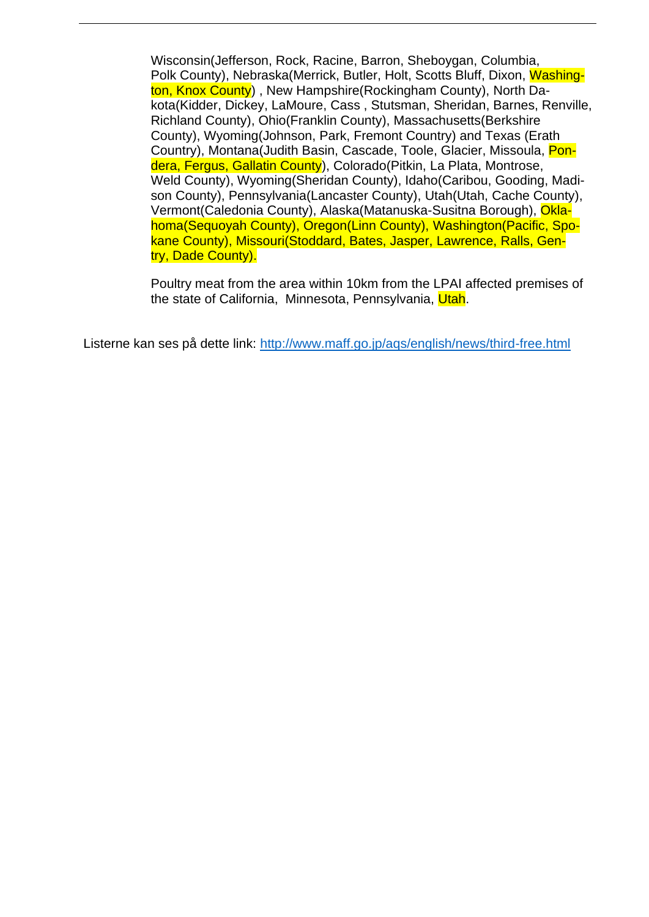Wisconsin(Jefferson, Rock, Racine, Barron, Sheboygan, Columbia, Polk County), Nebraska(Merrick, Butler, Holt, Scotts Bluff, Dixon, Washington, Knox County) , New Hampshire(Rockingham County), North Dakota(Kidder, Dickey, LaMoure, Cass , Stutsman, Sheridan, Barnes, Renville, Richland County), Ohio(Franklin County), Massachusetts(Berkshire County), Wyoming(Johnson, Park, Fremont Country) and Texas (Erath Country), Montana(Judith Basin, Cascade, Toole, Glacier, Missoula, Pondera, Fergus, Gallatin County), Colorado(Pitkin, La Plata, Montrose, Weld County), Wyoming(Sheridan County), Idaho(Caribou, Gooding, Madison County), Pennsylvania(Lancaster County), Utah(Utah, Cache County), Vermont(Caledonia County), Alaska(Matanuska-Susitna Borough), Oklahoma(Sequoyah County), Oregon(Linn County), Washington(Pacific, Spokane County), Missouri(Stoddard, Bates, Jasper, Lawrence, Ralls, Gentry, Dade County).

Poultry meat from the area within 10km from the LPAI affected premises of the state of California, Minnesota, Pennsylvania, Utah.

Listerne kan ses på dette link: http://www.maff.go.jp/aqs/english/news/third-free.html